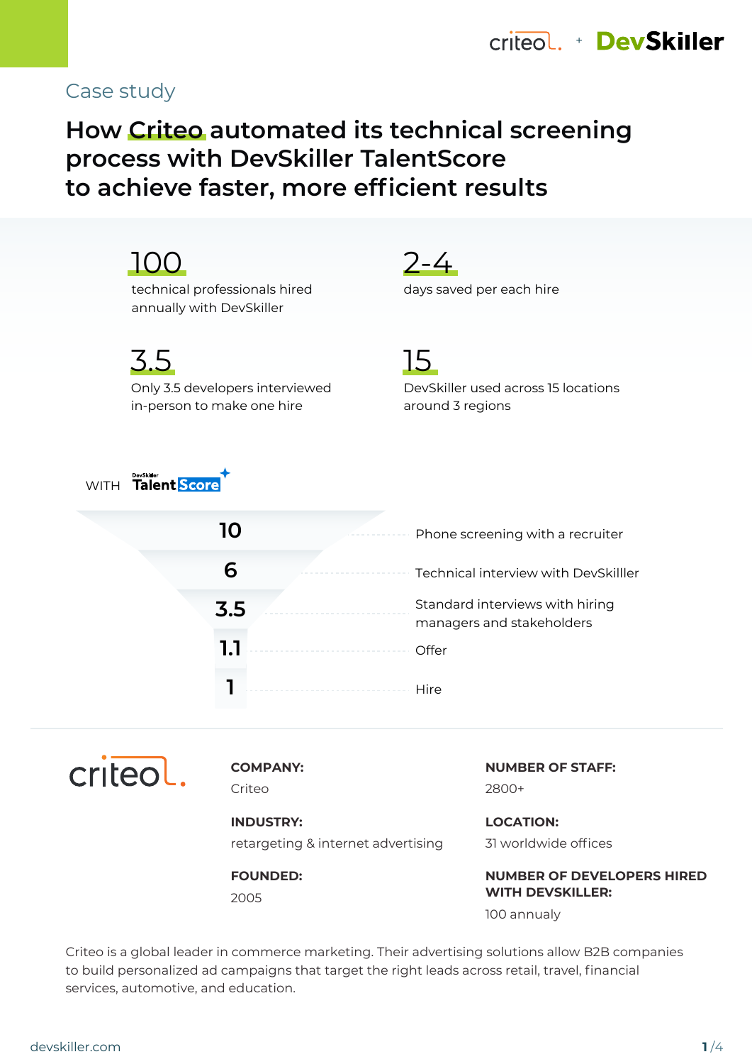Case study

# How Criteo automated its technical screening process with DevSkiller TalentScore to achieve faster, more efficient results

**100**
technical professionals hired annually with DevSkiller

**2-4**
days saved per each hire

**3.5**
Only 3.5 developers interviewed in-person to make one hire

**15**
DevSkiller used across 15 locations around 3 regions

WITH DevSkiller TalentScore

| | |
|---|---|
| 10 | Phone screening with a recruiter |
| 6 | Technical interview with DevSkilller |
| 3.5 | Standard interviews with hiring managers and stakeholders |
| 1.1 | Offer |
| 1 | Hire |

criteo

**COMPANY:**
Criteo

**INDUSTRY:**
retargeting & internet advertising

**FOUNDED:**
2005

**NUMBER OF STAFF:**
2800+

**LOCATION:**
31 worldwide offices

**NUMBER OF DEVELOPERS HIRED WITH DEVSKILLER:**
100 annualy

Criteo is a global leader in commerce marketing. Their advertising solutions allow B2B companies to build personalized ad campaigns that target the right leads across retail, travel, financial services, automotive, and education.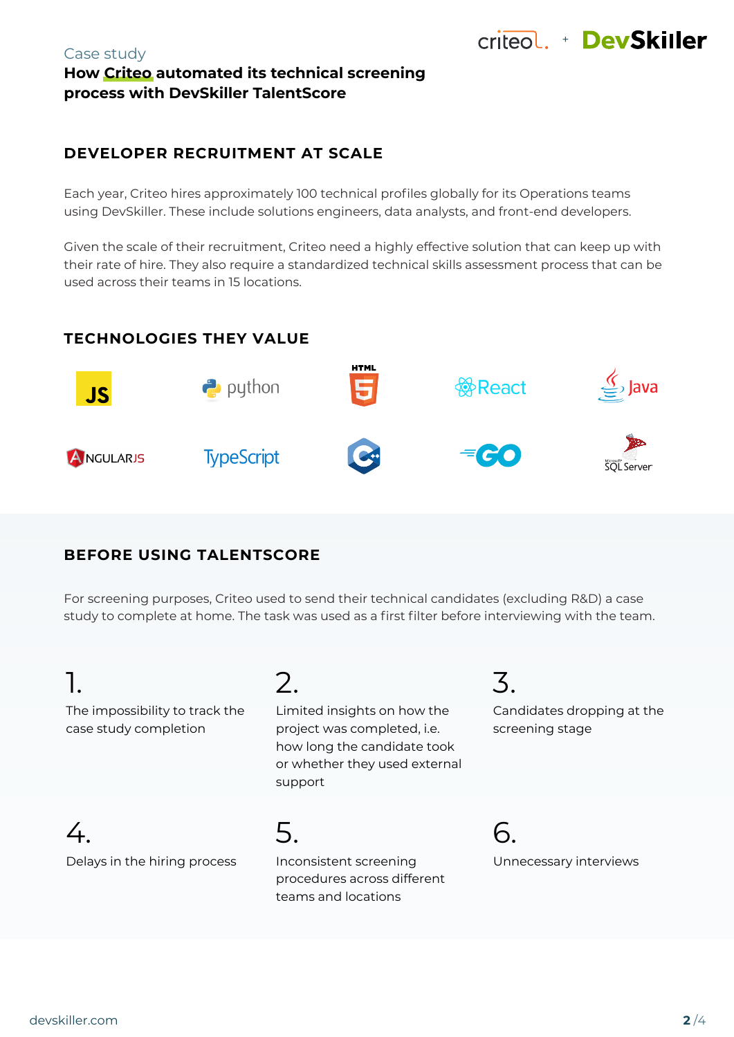Case study

**How Criteo automated its technical screening process with DevSkiller TalentScore**

## DEVELOPER RECRUITMENT AT SCALE

Each year, Criteo hires approximately 100 technical profiles globally for its Operations teams using DevSkiller. These include solutions engineers, data analysts, and front-end developers.

Given the scale of their recruitment, Criteo need a highly effective solution that can keep up with their rate of hire. They also require a standardized technical skills assessment process that can be used across their teams in 15 locations.

## TECHNOLOGIES THEY VALUE

JS, python, HTML5, React, Java, AngularJS, TypeScript, C++, GO, SQL Server

## BEFORE USING TALENTSCORE

For screening purposes, Criteo used to send their technical candidates (excluding R&D) a case study to complete at home. The task was used as a first filter before interviewing with the team.

1. The impossibility to track the case study completion
2. Limited insights on how the project was completed, i.e. how long the candidate took or whether they used external support
3. Candidates dropping at the screening stage
4. Delays in the hiring process
5. Inconsistent screening procedures across different teams and locations
6. Unnecessary interviews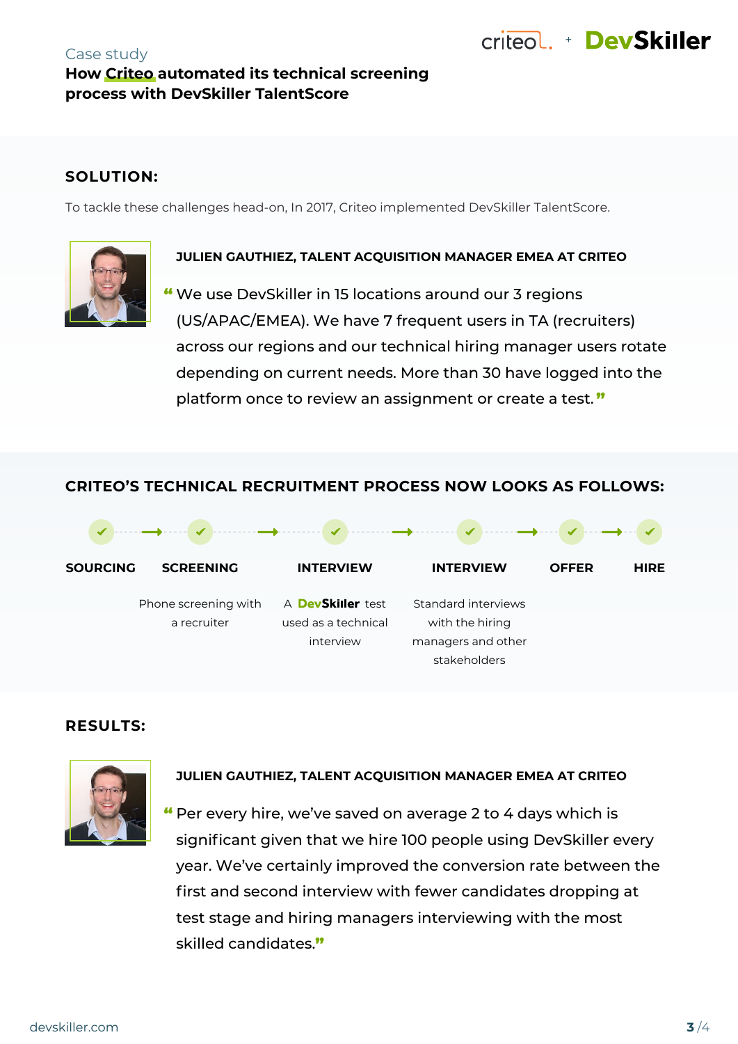Case study

**How Criteo automated its technical screening process with DevSkiller TalentScore**

## SOLUTION:

To tackle these challenges head-on, In 2017, Criteo implemented DevSkiller TalentScore.

**JULIEN GAUTHIEZ, TALENT ACQUISITION MANAGER EMEA AT CRITEO**

"We use DevSkiller in 15 locations around our 3 regions (US/APAC/EMEA). We have 7 frequent users in TA (recruiters) across our regions and our technical hiring manager users rotate depending on current needs. More than 30 have logged into the platform once to review an assignment or create a test."

## CRITEO'S TECHNICAL RECRUITMENT PROCESS NOW LOOKS AS FOLLOWS:

1. **SOURCING**
2. **SCREENING** – Phone screening with a recruiter
3. **INTERVIEW** – A DevSkiller test used as a technical interview
4. **INTERVIEW** – Standard interviews with the hiring managers and other stakeholders
5. **OFFER**
6. **HIRE**

## RESULTS:

**JULIEN GAUTHIEZ, TALENT ACQUISITION MANAGER EMEA AT CRITEO**

"Per every hire, we've saved on average 2 to 4 days which is significant given that we hire 100 people using DevSkiller every year. We've certainly improved the conversion rate between the first and second interview with fewer candidates dropping at test stage and hiring managers interviewing with the most skilled candidates."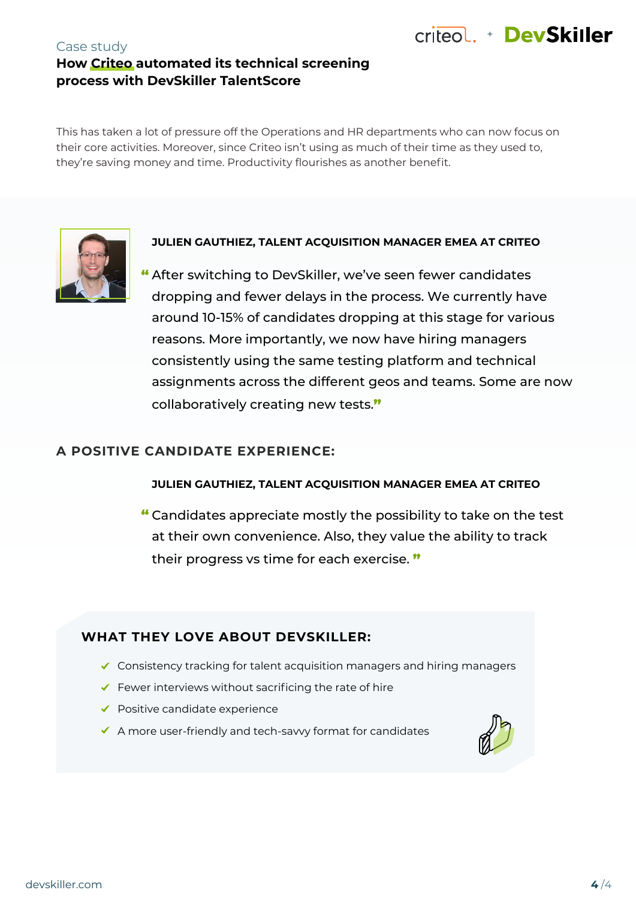Case study

**How Criteo automated its technical screening process with DevSkiller TalentScore**

This has taken a lot of pressure off the Operations and HR departments who can now focus on their core activities. Moreover, since Criteo isn't using as much of their time as they used to, they're saving money and time. Productivity flourishes as another benefit.

**JULIEN GAUTHIEZ, TALENT ACQUISITION MANAGER EMEA AT CRITEO**

"After switching to DevSkiller, we've seen fewer candidates dropping and fewer delays in the process. We currently have around 10-15% of candidates dropping at this stage for various reasons. More importantly, we now have hiring managers consistently using the same testing platform and technical assignments across the different geos and teams. Some are now collaboratively creating new tests."

## A POSITIVE CANDIDATE EXPERIENCE:

**JULIEN GAUTHIEZ, TALENT ACQUISITION MANAGER EMEA AT CRITEO**

"Candidates appreciate mostly the possibility to take on the test at their own convenience. Also, they value the ability to track their progress vs time for each exercise."

## WHAT THEY LOVE ABOUT DEVSKILLER:

- ✔ Consistency tracking for talent acquisition managers and hiring managers
- ✔ Fewer interviews without sacrificing the rate of hire
- ✔ Positive candidate experience
- ✔ A more user-friendly and tech-savvy format for candidates